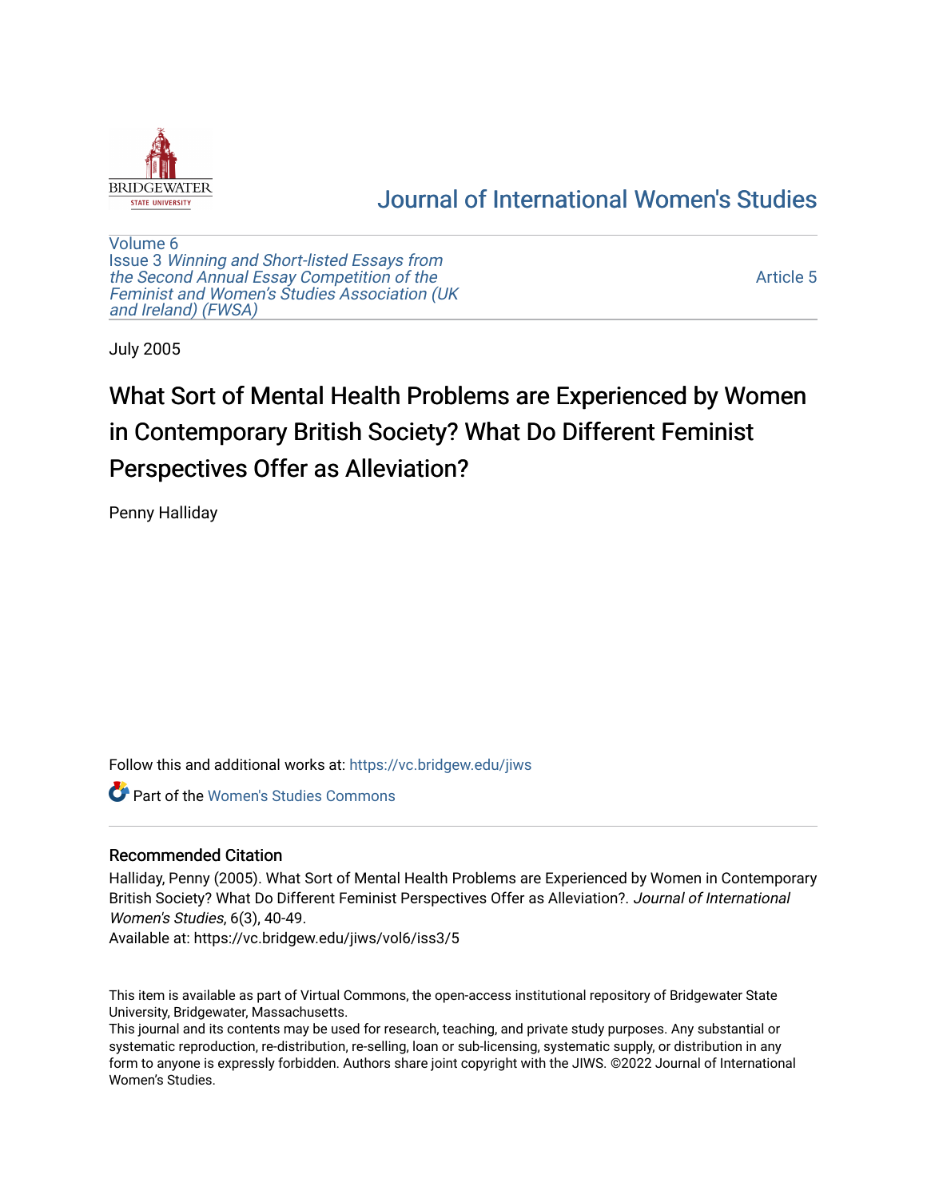Journal of International Women's Studies

Volume 6
Issue 3 *Winning and Short-listed Essays from the Second Annual Essay Competition of the Feminist and Women's Studies Association (UK and Ireland) (FWSA)*

Article 5

July 2005

# What Sort of Mental Health Problems are Experienced by Women in Contemporary British Society? What Do Different Feminist Perspectives Offer as Alleviation?

Penny Halliday

Follow this and additional works at: https://vc.bridgew.edu/jiws

Part of the Women's Studies Commons

## Recommended Citation

Halliday, Penny (2005). What Sort of Mental Health Problems are Experienced by Women in Contemporary British Society? What Do Different Feminist Perspectives Offer as Alleviation?. *Journal of International Women's Studies*, 6(3), 40-49.
Available at: https://vc.bridgew.edu/jiws/vol6/iss3/5

This item is available as part of Virtual Commons, the open-access institutional repository of Bridgewater State University, Bridgewater, Massachusetts.
This journal and its contents may be used for research, teaching, and private study purposes. Any substantial or systematic reproduction, re-distribution, re-selling, loan or sub-licensing, systematic supply, or distribution in any form to anyone is expressly forbidden. Authors share joint copyright with the JIWS. ©2022 Journal of International Women's Studies.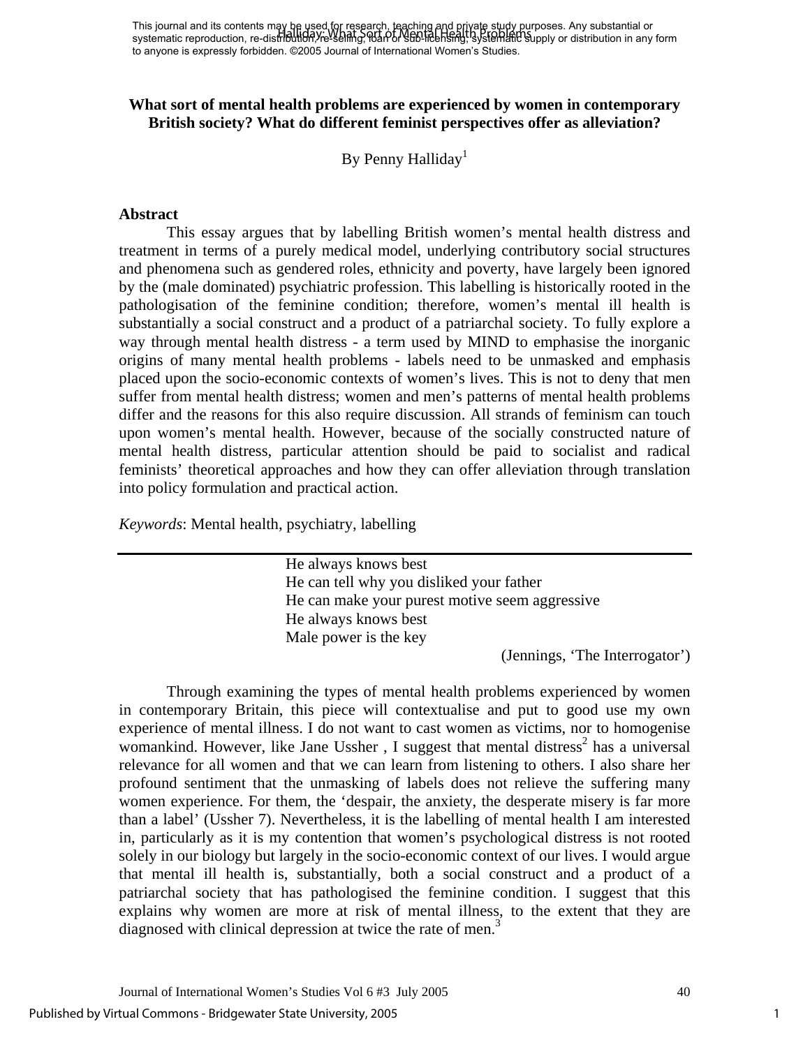This journal and its contents may be used for research, teaching and private study purposes. Any substantial or systematic reproduction, re-distribution, re-selling, loan or sub-licensing, systematic supply or distribution in any form to anyone is expressly forbidden. ©2005 Journal of International Women's Studies.

# What sort of mental health problems are experienced by women in contemporary British society? What do different feminist perspectives offer as alleviation?

By Penny Halliday[1]

## Abstract

This essay argues that by labelling British women's mental health distress and treatment in terms of a purely medical model, underlying contributory social structures and phenomena such as gendered roles, ethnicity and poverty, have largely been ignored by the (male dominated) psychiatric profession. This labelling is historically rooted in the pathologisation of the feminine condition; therefore, women's mental ill health is substantially a social construct and a product of a patriarchal society. To fully explore a way through mental health distress - a term used by MIND to emphasise the inorganic origins of many mental health problems - labels need to be unmasked and emphasis placed upon the socio-economic contexts of women's lives. This is not to deny that men suffer from mental health distress; women and men's patterns of mental health problems differ and the reasons for this also require discussion. All strands of feminism can touch upon women's mental health. However, because of the socially constructed nature of mental health distress, particular attention should be paid to socialist and radical feminists' theoretical approaches and how they can offer alleviation through translation into policy formulation and practical action.

*Keywords*: Mental health, psychiatry, labelling

---

He always knows best  
He can tell why you disliked your father  
He can make your purest motive seem aggressive  
He always knows best  
Male power is the key

(Jennings, 'The Interrogator')

Through examining the types of mental health problems experienced by women in contemporary Britain, this piece will contextualise and put to good use my own experience of mental illness. I do not want to cast women as victims, nor to homogenise womankind. However, like Jane Ussher , I suggest that mental distress[2] has a universal relevance for all women and that we can learn from listening to others. I also share her profound sentiment that the unmasking of labels does not relieve the suffering many women experience. For them, the 'despair, the anxiety, the desperate misery is far more than a label' (Ussher 7). Nevertheless, it is the labelling of mental health I am interested in, particularly as it is my contention that women's psychological distress is not rooted solely in our biology but largely in the socio-economic context of our lives. I would argue that mental ill health is, substantially, both a social construct and a product of a patriarchal society that has pathologised the feminine condition. I suggest that this explains why women are more at risk of mental illness, to the extent that they are diagnosed with clinical depression at twice the rate of men.[3]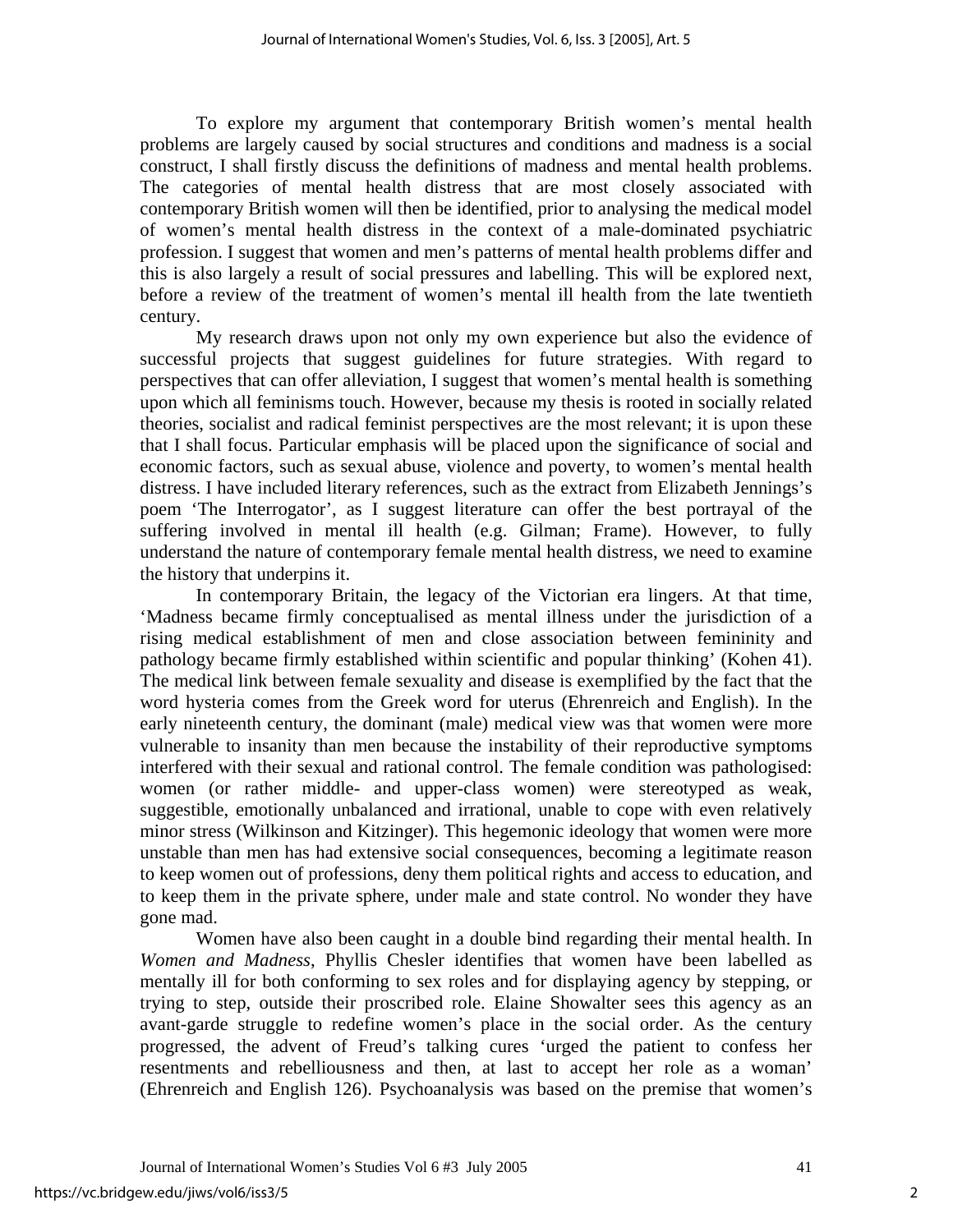To explore my argument that contemporary British women's mental health problems are largely caused by social structures and conditions and madness is a social construct, I shall firstly discuss the definitions of madness and mental health problems. The categories of mental health distress that are most closely associated with contemporary British women will then be identified, prior to analysing the medical model of women's mental health distress in the context of a male-dominated psychiatric profession. I suggest that women and men's patterns of mental health problems differ and this is also largely a result of social pressures and labelling. This will be explored next, before a review of the treatment of women's mental ill health from the late twentieth century.

My research draws upon not only my own experience but also the evidence of successful projects that suggest guidelines for future strategies. With regard to perspectives that can offer alleviation, I suggest that women's mental health is something upon which all feminisms touch. However, because my thesis is rooted in socially related theories, socialist and radical feminist perspectives are the most relevant; it is upon these that I shall focus. Particular emphasis will be placed upon the significance of social and economic factors, such as sexual abuse, violence and poverty, to women's mental health distress. I have included literary references, such as the extract from Elizabeth Jennings's poem 'The Interrogator', as I suggest literature can offer the best portrayal of the suffering involved in mental ill health (e.g. Gilman; Frame). However, to fully understand the nature of contemporary female mental health distress, we need to examine the history that underpins it.

In contemporary Britain, the legacy of the Victorian era lingers. At that time, 'Madness became firmly conceptualised as mental illness under the jurisdiction of a rising medical establishment of men and close association between femininity and pathology became firmly established within scientific and popular thinking' (Kohen 41). The medical link between female sexuality and disease is exemplified by the fact that the word hysteria comes from the Greek word for uterus (Ehrenreich and English). In the early nineteenth century, the dominant (male) medical view was that women were more vulnerable to insanity than men because the instability of their reproductive symptoms interfered with their sexual and rational control. The female condition was pathologised: women (or rather middle- and upper-class women) were stereotyped as weak, suggestible, emotionally unbalanced and irrational, unable to cope with even relatively minor stress (Wilkinson and Kitzinger). This hegemonic ideology that women were more unstable than men has had extensive social consequences, becoming a legitimate reason to keep women out of professions, deny them political rights and access to education, and to keep them in the private sphere, under male and state control. No wonder they have gone mad.

Women have also been caught in a double bind regarding their mental health. In *Women and Madness*, Phyllis Chesler identifies that women have been labelled as mentally ill for both conforming to sex roles and for displaying agency by stepping, or trying to step, outside their proscribed role. Elaine Showalter sees this agency as an avant-garde struggle to redefine women's place in the social order. As the century progressed, the advent of Freud's talking cures 'urged the patient to confess her resentments and rebelliousness and then, at last to accept her role as a woman' (Ehrenreich and English 126). Psychoanalysis was based on the premise that women's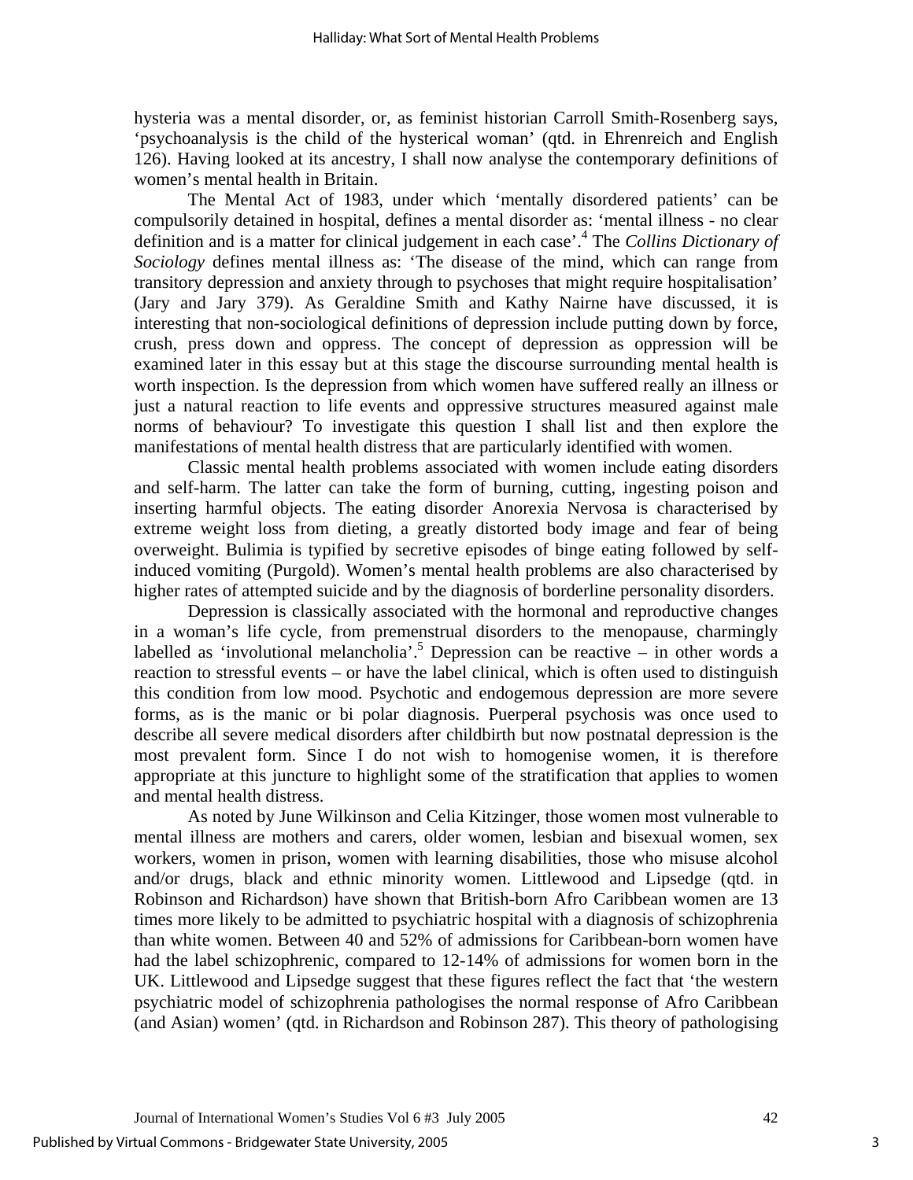hysteria was a mental disorder, or, as feminist historian Carroll Smith-Rosenberg says, 'psychoanalysis is the child of the hysterical woman' (qtd. in Ehrenreich and English 126). Having looked at its ancestry, I shall now analyse the contemporary definitions of women's mental health in Britain.

The Mental Act of 1983, under which 'mentally disordered patients' can be compulsorily detained in hospital, defines a mental disorder as: 'mental illness - no clear definition and is a matter for clinical judgement in each case'.[4] The *Collins Dictionary of Sociology* defines mental illness as: 'The disease of the mind, which can range from transitory depression and anxiety through to psychoses that might require hospitalisation' (Jary and Jary 379). As Geraldine Smith and Kathy Nairne have discussed, it is interesting that non-sociological definitions of depression include putting down by force, crush, press down and oppress. The concept of depression as oppression will be examined later in this essay but at this stage the discourse surrounding mental health is worth inspection. Is the depression from which women have suffered really an illness or just a natural reaction to life events and oppressive structures measured against male norms of behaviour? To investigate this question I shall list and then explore the manifestations of mental health distress that are particularly identified with women.

Classic mental health problems associated with women include eating disorders and self-harm. The latter can take the form of burning, cutting, ingesting poison and inserting harmful objects. The eating disorder Anorexia Nervosa is characterised by extreme weight loss from dieting, a greatly distorted body image and fear of being overweight. Bulimia is typified by secretive episodes of binge eating followed by self-induced vomiting (Purgold). Women's mental health problems are also characterised by higher rates of attempted suicide and by the diagnosis of borderline personality disorders.

Depression is classically associated with the hormonal and reproductive changes in a woman's life cycle, from premenstrual disorders to the menopause, charmingly labelled as 'involutional melancholia'.[5] Depression can be reactive – in other words a reaction to stressful events – or have the label clinical, which is often used to distinguish this condition from low mood. Psychotic and endogemous depression are more severe forms, as is the manic or bi polar diagnosis. Puerperal psychosis was once used to describe all severe medical disorders after childbirth but now postnatal depression is the most prevalent form. Since I do not wish to homogenise women, it is therefore appropriate at this juncture to highlight some of the stratification that applies to women and mental health distress.

As noted by June Wilkinson and Celia Kitzinger, those women most vulnerable to mental illness are mothers and carers, older women, lesbian and bisexual women, sex workers, women in prison, women with learning disabilities, those who misuse alcohol and/or drugs, black and ethnic minority women. Littlewood and Lipsedge (qtd. in Robinson and Richardson) have shown that British-born Afro Caribbean women are 13 times more likely to be admitted to psychiatric hospital with a diagnosis of schizophrenia than white women. Between 40 and 52% of admissions for Caribbean-born women have had the label schizophrenic, compared to 12-14% of admissions for women born in the UK. Littlewood and Lipsedge suggest that these figures reflect the fact that 'the western psychiatric model of schizophrenia pathologises the normal response of Afro Caribbean (and Asian) women' (qtd. in Richardson and Robinson 287). This theory of pathologising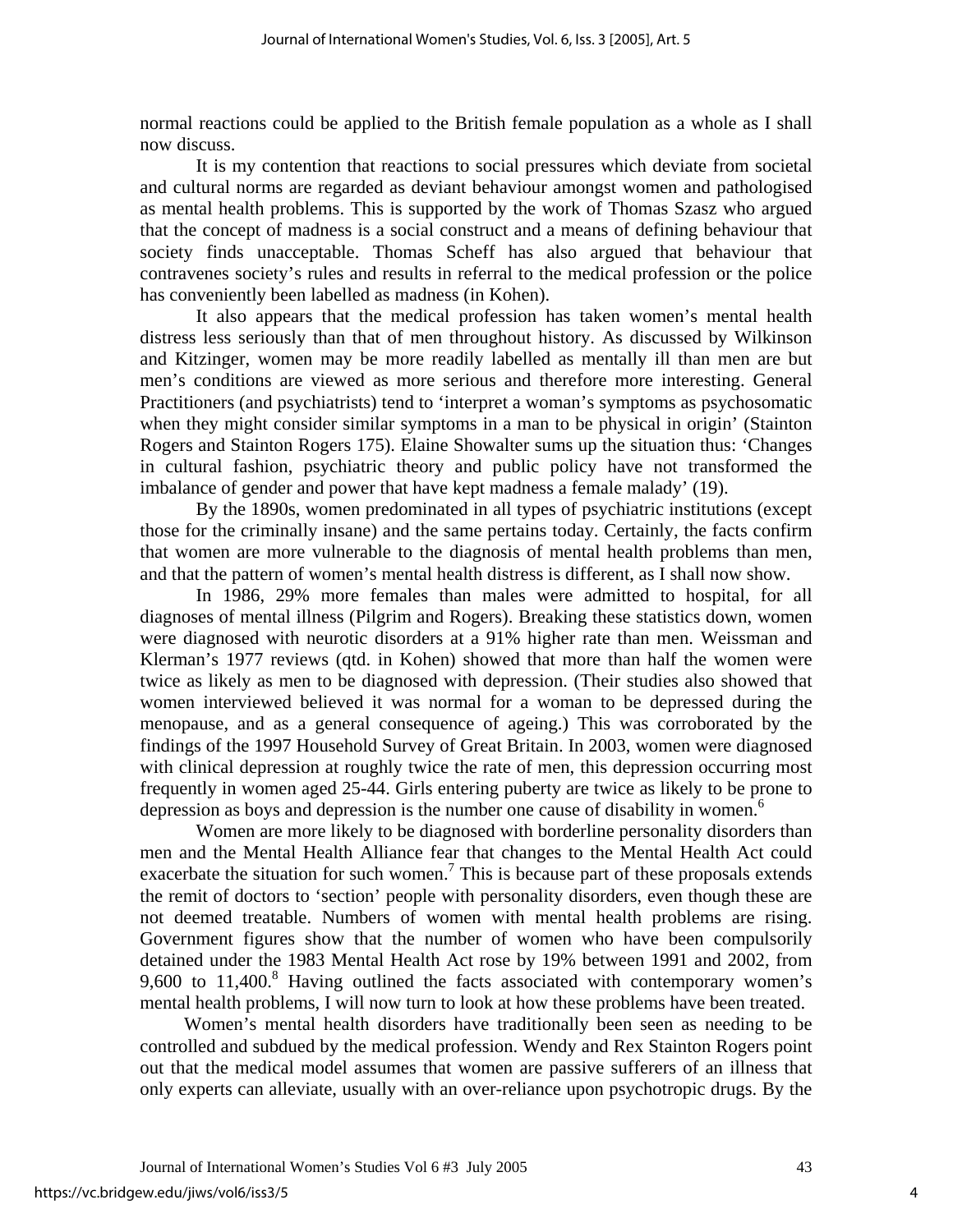normal reactions could be applied to the British female population as a whole as I shall now discuss.

It is my contention that reactions to social pressures which deviate from societal and cultural norms are regarded as deviant behaviour amongst women and pathologised as mental health problems. This is supported by the work of Thomas Szasz who argued that the concept of madness is a social construct and a means of defining behaviour that society finds unacceptable. Thomas Scheff has also argued that behaviour that contravenes society's rules and results in referral to the medical profession or the police has conveniently been labelled as madness (in Kohen).

It also appears that the medical profession has taken women's mental health distress less seriously than that of men throughout history. As discussed by Wilkinson and Kitzinger, women may be more readily labelled as mentally ill than men are but men's conditions are viewed as more serious and therefore more interesting. General Practitioners (and psychiatrists) tend to 'interpret a woman's symptoms as psychosomatic when they might consider similar symptoms in a man to be physical in origin' (Stainton Rogers and Stainton Rogers 175). Elaine Showalter sums up the situation thus: 'Changes in cultural fashion, psychiatric theory and public policy have not transformed the imbalance of gender and power that have kept madness a female malady' (19).

By the 1890s, women predominated in all types of psychiatric institutions (except those for the criminally insane) and the same pertains today. Certainly, the facts confirm that women are more vulnerable to the diagnosis of mental health problems than men, and that the pattern of women's mental health distress is different, as I shall now show.

In 1986, 29% more females than males were admitted to hospital, for all diagnoses of mental illness (Pilgrim and Rogers). Breaking these statistics down, women were diagnosed with neurotic disorders at a 91% higher rate than men. Weissman and Klerman's 1977 reviews (qtd. in Kohen) showed that more than half the women were twice as likely as men to be diagnosed with depression. (Their studies also showed that women interviewed believed it was normal for a woman to be depressed during the menopause, and as a general consequence of ageing.) This was corroborated by the findings of the 1997 Household Survey of Great Britain. In 2003, women were diagnosed with clinical depression at roughly twice the rate of men, this depression occurring most frequently in women aged 25-44. Girls entering puberty are twice as likely to be prone to depression as boys and depression is the number one cause of disability in women.[6]

Women are more likely to be diagnosed with borderline personality disorders than men and the Mental Health Alliance fear that changes to the Mental Health Act could exacerbate the situation for such women.[7] This is because part of these proposals extends the remit of doctors to 'section' people with personality disorders, even though these are not deemed treatable. Numbers of women with mental health problems are rising. Government figures show that the number of women who have been compulsorily detained under the 1983 Mental Health Act rose by 19% between 1991 and 2002, from 9,600 to 11,400.[8] Having outlined the facts associated with contemporary women's mental health problems, I will now turn to look at how these problems have been treated.

Women's mental health disorders have traditionally been seen as needing to be controlled and subdued by the medical profession. Wendy and Rex Stainton Rogers point out that the medical model assumes that women are passive sufferers of an illness that only experts can alleviate, usually with an over-reliance upon psychotropic drugs. By the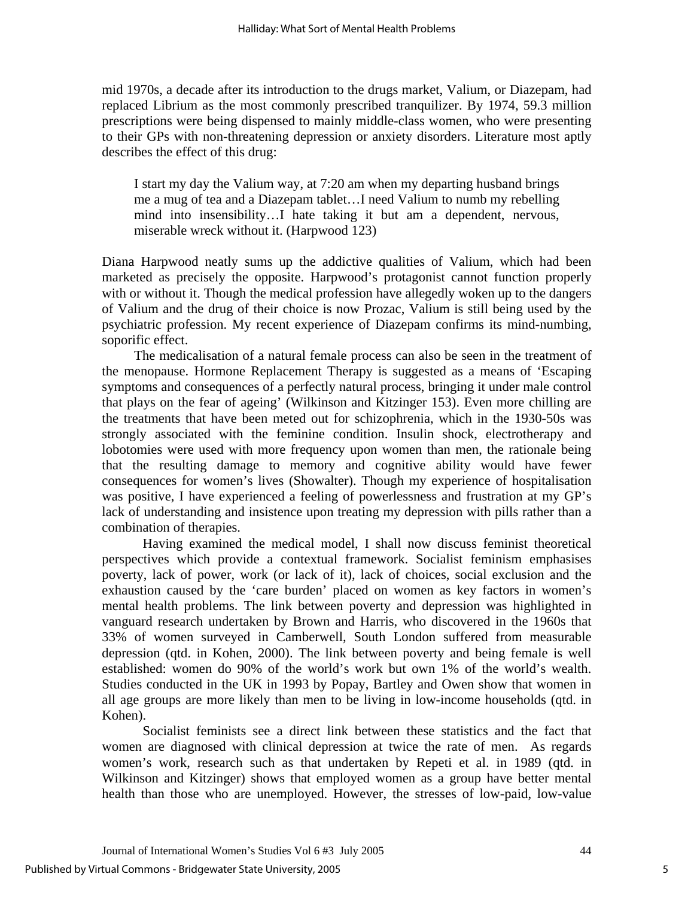mid 1970s, a decade after its introduction to the drugs market, Valium, or Diazepam, had replaced Librium as the most commonly prescribed tranquilizer. By 1974, 59.3 million prescriptions were being dispensed to mainly middle-class women, who were presenting to their GPs with non-threatening depression or anxiety disorders. Literature most aptly describes the effect of this drug:

> I start my day the Valium way, at 7:20 am when my departing husband brings me a mug of tea and a Diazepam tablet…I need Valium to numb my rebelling mind into insensibility…I hate taking it but am a dependent, nervous, miserable wreck without it. (Harpwood 123)

Diana Harpwood neatly sums up the addictive qualities of Valium, which had been marketed as precisely the opposite. Harpwood's protagonist cannot function properly with or without it. Though the medical profession have allegedly woken up to the dangers of Valium and the drug of their choice is now Prozac, Valium is still being used by the psychiatric profession. My recent experience of Diazepam confirms its mind-numbing, soporific effect.

The medicalisation of a natural female process can also be seen in the treatment of the menopause. Hormone Replacement Therapy is suggested as a means of 'Escaping symptoms and consequences of a perfectly natural process, bringing it under male control that plays on the fear of ageing' (Wilkinson and Kitzinger 153). Even more chilling are the treatments that have been meted out for schizophrenia, which in the 1930-50s was strongly associated with the feminine condition. Insulin shock, electrotherapy and lobotomies were used with more frequency upon women than men, the rationale being that the resulting damage to memory and cognitive ability would have fewer consequences for women's lives (Showalter). Though my experience of hospitalisation was positive, I have experienced a feeling of powerlessness and frustration at my GP's lack of understanding and insistence upon treating my depression with pills rather than a combination of therapies.

Having examined the medical model, I shall now discuss feminist theoretical perspectives which provide a contextual framework. Socialist feminism emphasises poverty, lack of power, work (or lack of it), lack of choices, social exclusion and the exhaustion caused by the 'care burden' placed on women as key factors in women's mental health problems. The link between poverty and depression was highlighted in vanguard research undertaken by Brown and Harris, who discovered in the 1960s that 33% of women surveyed in Camberwell, South London suffered from measurable depression (qtd. in Kohen, 2000). The link between poverty and being female is well established: women do 90% of the world's work but own 1% of the world's wealth. Studies conducted in the UK in 1993 by Popay, Bartley and Owen show that women in all age groups are more likely than men to be living in low-income households (qtd. in Kohen).

Socialist feminists see a direct link between these statistics and the fact that women are diagnosed with clinical depression at twice the rate of men. As regards women's work, research such as that undertaken by Repeti et al. in 1989 (qtd. in Wilkinson and Kitzinger) shows that employed women as a group have better mental health than those who are unemployed. However, the stresses of low-paid, low-value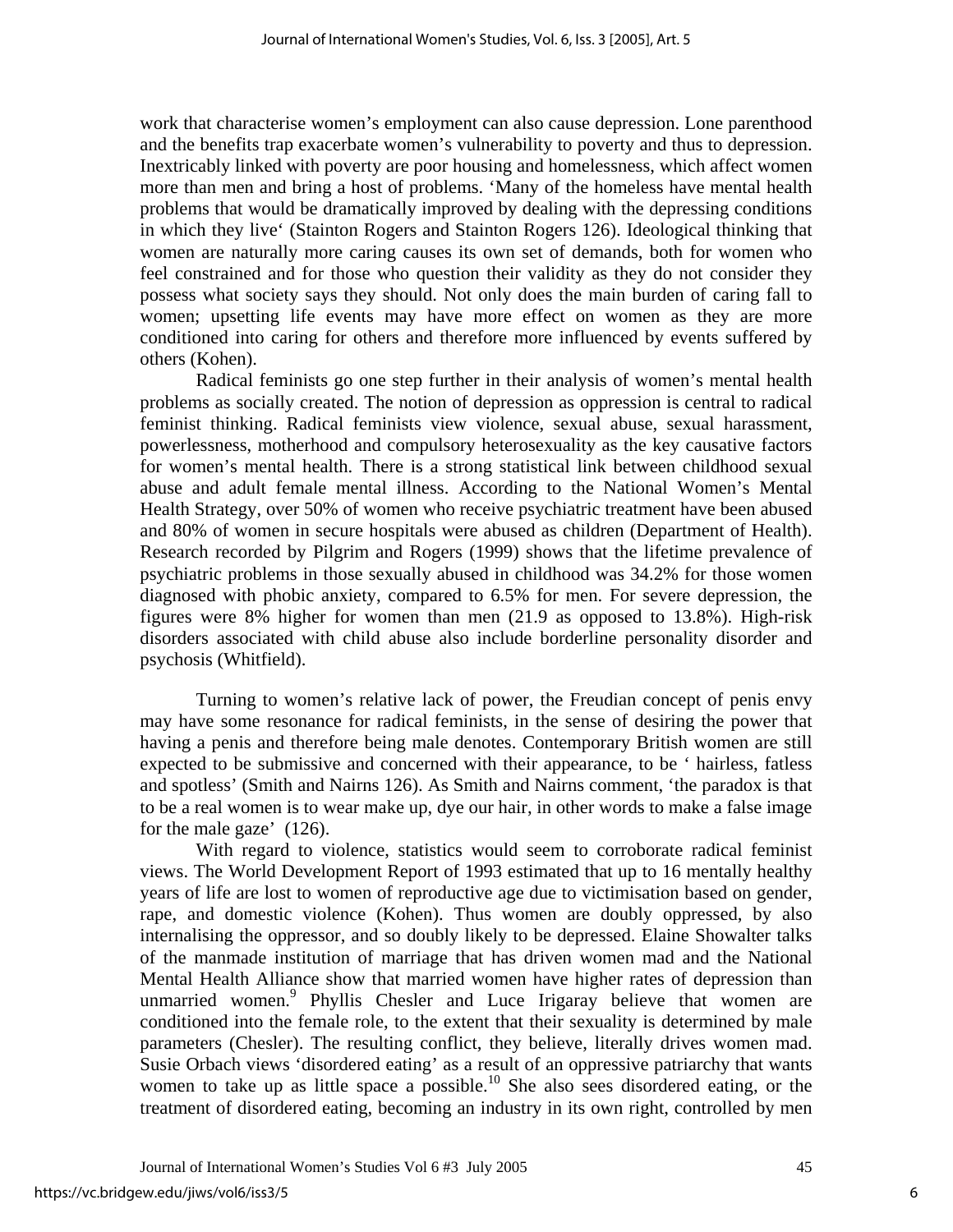work that characterise women's employment can also cause depression. Lone parenthood and the benefits trap exacerbate women's vulnerability to poverty and thus to depression. Inextricably linked with poverty are poor housing and homelessness, which affect women more than men and bring a host of problems. 'Many of the homeless have mental health problems that would be dramatically improved by dealing with the depressing conditions in which they live' (Stainton Rogers and Stainton Rogers 126). Ideological thinking that women are naturally more caring causes its own set of demands, both for women who feel constrained and for those who question their validity as they do not consider they possess what society says they should. Not only does the main burden of caring fall to women; upsetting life events may have more effect on women as they are more conditioned into caring for others and therefore more influenced by events suffered by others (Kohen).

Radical feminists go one step further in their analysis of women's mental health problems as socially created. The notion of depression as oppression is central to radical feminist thinking. Radical feminists view violence, sexual abuse, sexual harassment, powerlessness, motherhood and compulsory heterosexuality as the key causative factors for women's mental health. There is a strong statistical link between childhood sexual abuse and adult female mental illness. According to the National Women's Mental Health Strategy, over 50% of women who receive psychiatric treatment have been abused and 80% of women in secure hospitals were abused as children (Department of Health). Research recorded by Pilgrim and Rogers (1999) shows that the lifetime prevalence of psychiatric problems in those sexually abused in childhood was 34.2% for those women diagnosed with phobic anxiety, compared to 6.5% for men. For severe depression, the figures were 8% higher for women than men (21.9 as opposed to 13.8%). High-risk disorders associated with child abuse also include borderline personality disorder and psychosis (Whitfield).

Turning to women's relative lack of power, the Freudian concept of penis envy may have some resonance for radical feminists, in the sense of desiring the power that having a penis and therefore being male denotes. Contemporary British women are still expected to be submissive and concerned with their appearance, to be ' hairless, fatless and spotless' (Smith and Nairns 126). As Smith and Nairns comment, 'the paradox is that to be a real women is to wear make up, dye our hair, in other words to make a false image for the male gaze' (126).

With regard to violence, statistics would seem to corroborate radical feminist views. The World Development Report of 1993 estimated that up to 16 mentally healthy years of life are lost to women of reproductive age due to victimisation based on gender, rape, and domestic violence (Kohen). Thus women are doubly oppressed, by also internalising the oppressor, and so doubly likely to be depressed. Elaine Showalter talks of the manmade institution of marriage that has driven women mad and the National Mental Health Alliance show that married women have higher rates of depression than unmarried women.[9] Phyllis Chesler and Luce Irigaray believe that women are conditioned into the female role, to the extent that their sexuality is determined by male parameters (Chesler). The resulting conflict, they believe, literally drives women mad. Susie Orbach views 'disordered eating' as a result of an oppressive patriarchy that wants women to take up as little space a possible.[10] She also sees disordered eating, or the treatment of disordered eating, becoming an industry in its own right, controlled by men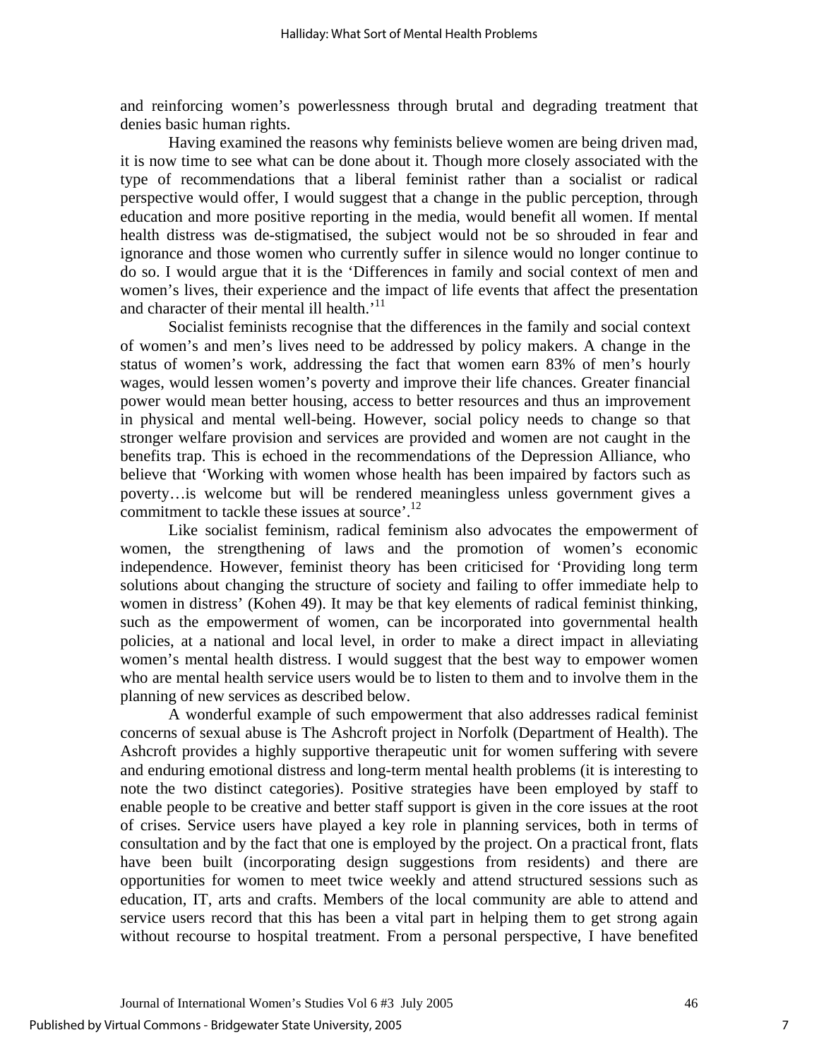and reinforcing women's powerlessness through brutal and degrading treatment that denies basic human rights.

Having examined the reasons why feminists believe women are being driven mad, it is now time to see what can be done about it. Though more closely associated with the type of recommendations that a liberal feminist rather than a socialist or radical perspective would offer, I would suggest that a change in the public perception, through education and more positive reporting in the media, would benefit all women. If mental health distress was de-stigmatised, the subject would not be so shrouded in fear and ignorance and those women who currently suffer in silence would no longer continue to do so. I would argue that it is the 'Differences in family and social context of men and women's lives, their experience and the impact of life events that affect the presentation and character of their mental ill health.'[11]

Socialist feminists recognise that the differences in the family and social context of women's and men's lives need to be addressed by policy makers. A change in the status of women's work, addressing the fact that women earn 83% of men's hourly wages, would lessen women's poverty and improve their life chances. Greater financial power would mean better housing, access to better resources and thus an improvement in physical and mental well-being. However, social policy needs to change so that stronger welfare provision and services are provided and women are not caught in the benefits trap. This is echoed in the recommendations of the Depression Alliance, who believe that 'Working with women whose health has been impaired by factors such as poverty…is welcome but will be rendered meaningless unless government gives a commitment to tackle these issues at source'.[12]

Like socialist feminism, radical feminism also advocates the empowerment of women, the strengthening of laws and the promotion of women's economic independence. However, feminist theory has been criticised for 'Providing long term solutions about changing the structure of society and failing to offer immediate help to women in distress' (Kohen 49). It may be that key elements of radical feminist thinking, such as the empowerment of women, can be incorporated into governmental health policies, at a national and local level, in order to make a direct impact in alleviating women's mental health distress. I would suggest that the best way to empower women who are mental health service users would be to listen to them and to involve them in the planning of new services as described below.

A wonderful example of such empowerment that also addresses radical feminist concerns of sexual abuse is The Ashcroft project in Norfolk (Department of Health). The Ashcroft provides a highly supportive therapeutic unit for women suffering with severe and enduring emotional distress and long-term mental health problems (it is interesting to note the two distinct categories). Positive strategies have been employed by staff to enable people to be creative and better staff support is given in the core issues at the root of crises. Service users have played a key role in planning services, both in terms of consultation and by the fact that one is employed by the project. On a practical front, flats have been built (incorporating design suggestions from residents) and there are opportunities for women to meet twice weekly and attend structured sessions such as education, IT, arts and crafts. Members of the local community are able to attend and service users record that this has been a vital part in helping them to get strong again without recourse to hospital treatment. From a personal perspective, I have benefited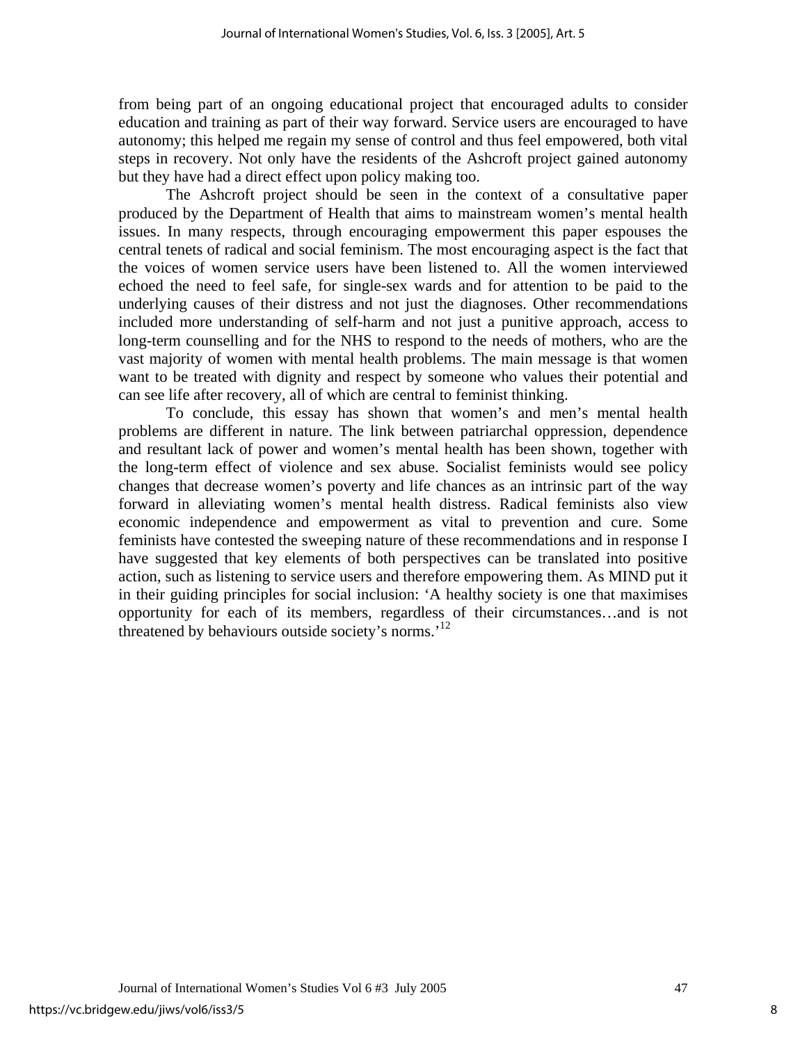from being part of an ongoing educational project that encouraged adults to consider education and training as part of their way forward. Service users are encouraged to have autonomy; this helped me regain my sense of control and thus feel empowered, both vital steps in recovery. Not only have the residents of the Ashcroft project gained autonomy but they have had a direct effect upon policy making too.

The Ashcroft project should be seen in the context of a consultative paper produced by the Department of Health that aims to mainstream women's mental health issues. In many respects, through encouraging empowerment this paper espouses the central tenets of radical and social feminism. The most encouraging aspect is the fact that the voices of women service users have been listened to. All the women interviewed echoed the need to feel safe, for single-sex wards and for attention to be paid to the underlying causes of their distress and not just the diagnoses. Other recommendations included more understanding of self-harm and not just a punitive approach, access to long-term counselling and for the NHS to respond to the needs of mothers, who are the vast majority of women with mental health problems. The main message is that women want to be treated with dignity and respect by someone who values their potential and can see life after recovery, all of which are central to feminist thinking.

To conclude, this essay has shown that women's and men's mental health problems are different in nature. The link between patriarchal oppression, dependence and resultant lack of power and women's mental health has been shown, together with the long-term effect of violence and sex abuse. Socialist feminists would see policy changes that decrease women's poverty and life chances as an intrinsic part of the way forward in alleviating women's mental health distress. Radical feminists also view economic independence and empowerment as vital to prevention and cure. Some feminists have contested the sweeping nature of these recommendations and in response I have suggested that key elements of both perspectives can be translated into positive action, such as listening to service users and therefore empowering them. As MIND put it in their guiding principles for social inclusion: 'A healthy society is one that maximises opportunity for each of its members, regardless of their circumstances…and is not threatened by behaviours outside society's norms.'[12]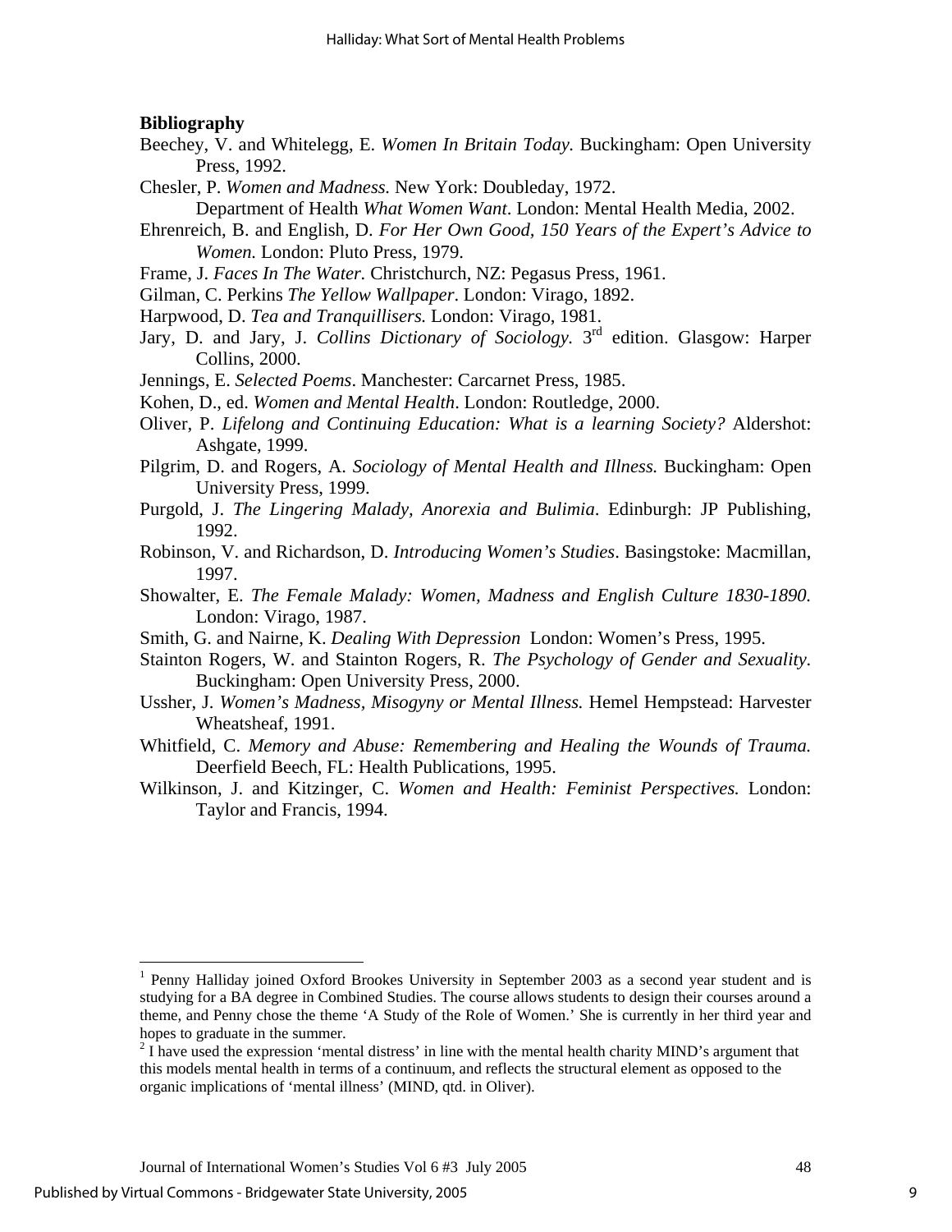**Bibliography**

Beechey, V. and Whitelegg, E. *Women In Britain Today*. Buckingham: Open University Press, 1992.

Chesler, P. *Women and Madness*. New York: Doubleday, 1972.

Department of Health *What Women Want*. London: Mental Health Media, 2002.

Ehrenreich, B. and English, D. *For Her Own Good, 150 Years of the Expert's Advice to Women.* London: Pluto Press, 1979.

Frame, J. *Faces In The Water*. Christchurch, NZ: Pegasus Press, 1961.

Gilman, C. Perkins *The Yellow Wallpaper*. London: Virago, 1892.

Harpwood, D. *Tea and Tranquillisers.* London: Virago, 1981.

Jary, D. and Jary, J. *Collins Dictionary of Sociology.* 3rd edition. Glasgow: Harper Collins, 2000.

Jennings, E. *Selected Poems*. Manchester: Carcarnet Press, 1985.

Kohen, D., ed. *Women and Mental Health*. London: Routledge, 2000.

Oliver, P. *Lifelong and Continuing Education: What is a learning Society?* Aldershot: Ashgate, 1999.

Pilgrim, D. and Rogers, A. *Sociology of Mental Health and Illness.* Buckingham: Open University Press, 1999.

Purgold, J. *The Lingering Malady, Anorexia and Bulimia*. Edinburgh: JP Publishing, 1992.

Robinson, V. and Richardson, D. *Introducing Women's Studies*. Basingstoke: Macmillan, 1997.

Showalter, E. *The Female Malady: Women, Madness and English Culture 1830-1890.* London: Virago, 1987.

Smith, G. and Nairne, K. *Dealing With Depression* London: Women's Press, 1995.

Stainton Rogers, W. and Stainton Rogers, R. *The Psychology of Gender and Sexuality.* Buckingham: Open University Press, 2000.

Ussher, J. *Women's Madness, Misogyny or Mental Illness.* Hemel Hempstead: Harvester Wheatsheaf, 1991.

Whitfield, C. *Memory and Abuse: Remembering and Healing the Wounds of Trauma.* Deerfield Beech, FL: Health Publications, 1995.

Wilkinson, J. and Kitzinger, C. *Women and Health: Feminist Perspectives.* London: Taylor and Francis, 1994.

---

[1] Penny Halliday joined Oxford Brookes University in September 2003 as a second year student and is studying for a BA degree in Combined Studies. The course allows students to design their courses around a theme, and Penny chose the theme 'A Study of the Role of Women.' She is currently in her third year and hopes to graduate in the summer.

[2] I have used the expression 'mental distress' in line with the mental health charity MIND's argument that this models mental health in terms of a continuum, and reflects the structural element as opposed to the organic implications of 'mental illness' (MIND, qtd. in Oliver).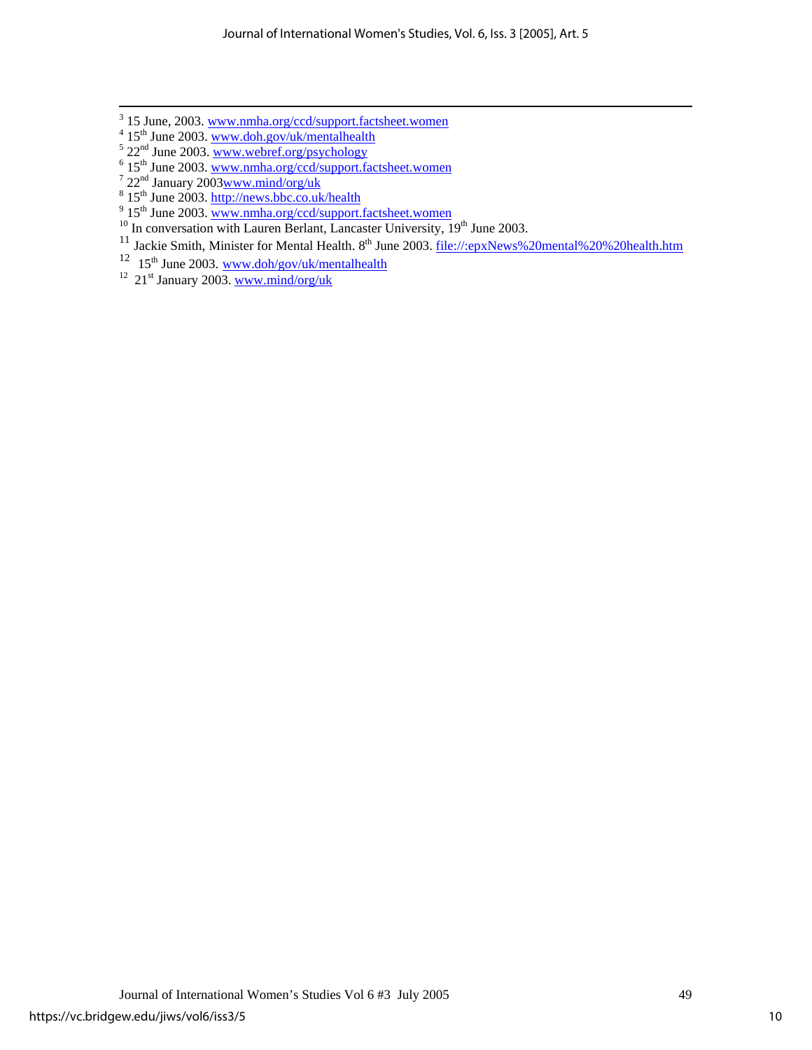[3] 15 June, 2003. www.nmha.org/ccd/support.factsheet.women

[4] 15th June 2003. www.doh.gov/uk/mentalhealth

[5] 22nd June 2003. www.webref.org/psychology

[6] 15th June 2003. www.nmha.org/ccd/support.factsheet.women

[7] 22nd January 2003www.mind/org/uk

[8] 15th June 2003. http://news.bbc.co.uk/health

[9] 15th June 2003. www.nmha.org/ccd/support.factsheet.women

[10] In conversation with Lauren Berlant, Lancaster University, 19th June 2003.

[11] Jackie Smith, Minister for Mental Health. 8th June 2003. file://:epxNews%20mental%20%20health.htm

[12] 15th June 2003. www.doh/gov/uk/mentalhealth

[12] 21st January 2003. www.mind/org/uk